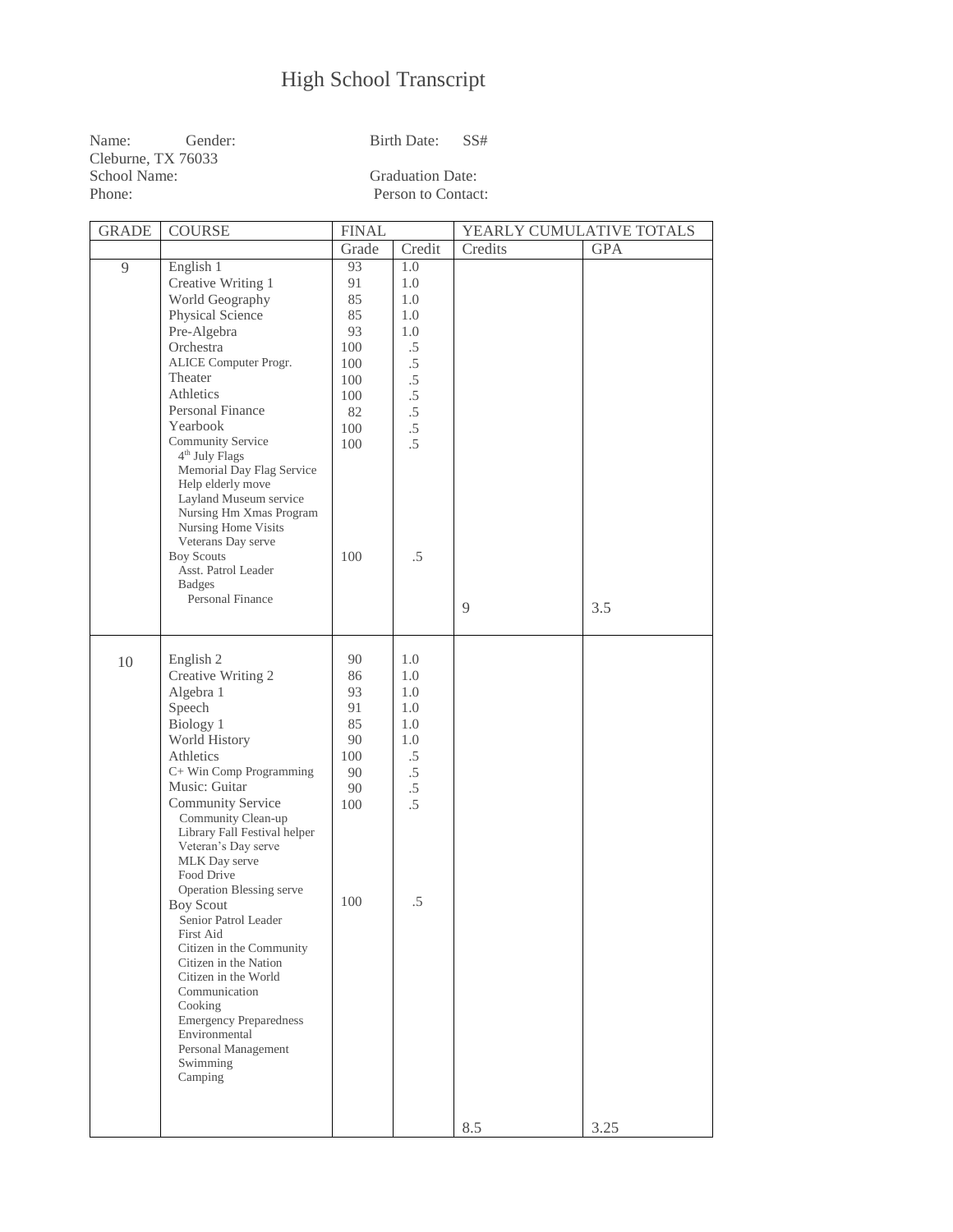# High School Transcript

Name: Gender: Birth Date: SS#
Cleburne, TX 76033
School Name: Graduation Date:
Phone: Person to Contact:

| GRADE | COURSE | FINAL | | YEARLY CUMULATIVE TOTALS | |
|---|---|---|---|---|---|
| | | Grade | Credit | Credits | GPA |
| 9 | English 1 | 93 | 1.0 | | |
| | Creative Writing 1 | 91 | 1.0 | | |
| | World Geography | 85 | 1.0 | | |
| | Physical Science | 85 | 1.0 | | |
| | Pre-Algebra | 93 | 1.0 | | |
| | Orchestra | 100 | .5 | | |
| | ALICE Computer Progr. | 100 | .5 | | |
| | Theater | 100 | .5 | | |
| | Athletics | 100 | .5 | | |
| | Personal Finance | 82 | .5 | | |
| | Yearbook | 100 | .5 | | |
| | Community Service | 100 | .5 | | |
| | 4th July Flags | | | | |
| | Memorial Day Flag Service | | | | |
| | Help elderly move | | | | |
| | Layland Museum service | | | | |
| | Nursing Hm Xmas Program | | | | |
| | Nursing Home Visits | | | | |
| | Veterans Day serve | | | | |
| | Boy Scouts | 100 | .5 | | |
| | Asst. Patrol Leader | | | | |
| | Badges | | | | |
| | Personal Finance | | | 9 | 3.5 |
| 10 | English 2 | 90 | 1.0 | | |
| | Creative Writing 2 | 86 | 1.0 | | |
| | Algebra 1 | 93 | 1.0 | | |
| | Speech | 91 | 1.0 | | |
| | Biology 1 | 85 | 1.0 | | |
| | World History | 90 | 1.0 | | |
| | Athletics | 100 | .5 | | |
| | C+ Win Comp Programming | 90 | .5 | | |
| | Music: Guitar | 90 | .5 | | |
| | Community Service | 100 | .5 | | |
| | Community Clean-up | | | | |
| | Library Fall Festival helper | | | | |
| | Veteran's Day serve | | | | |
| | MLK Day serve | | | | |
| | Food Drive | | | | |
| | Operation Blessing serve | | | | |
| | Boy Scout | 100 | .5 | | |
| | Senior Patrol Leader | | | | |
| | First Aid | | | | |
| | Citizen in the Community | | | | |
| | Citizen in the Nation | | | | |
| | Citizen in the World | | | | |
| | Communication | | | | |
| | Cooking | | | | |
| | Emergency Preparedness | | | | |
| | Environmental | | | | |
| | Personal Management | | | | |
| | Swimming | | | | |
| | Camping | | | | |
| | | | | 8.5 | 3.25 |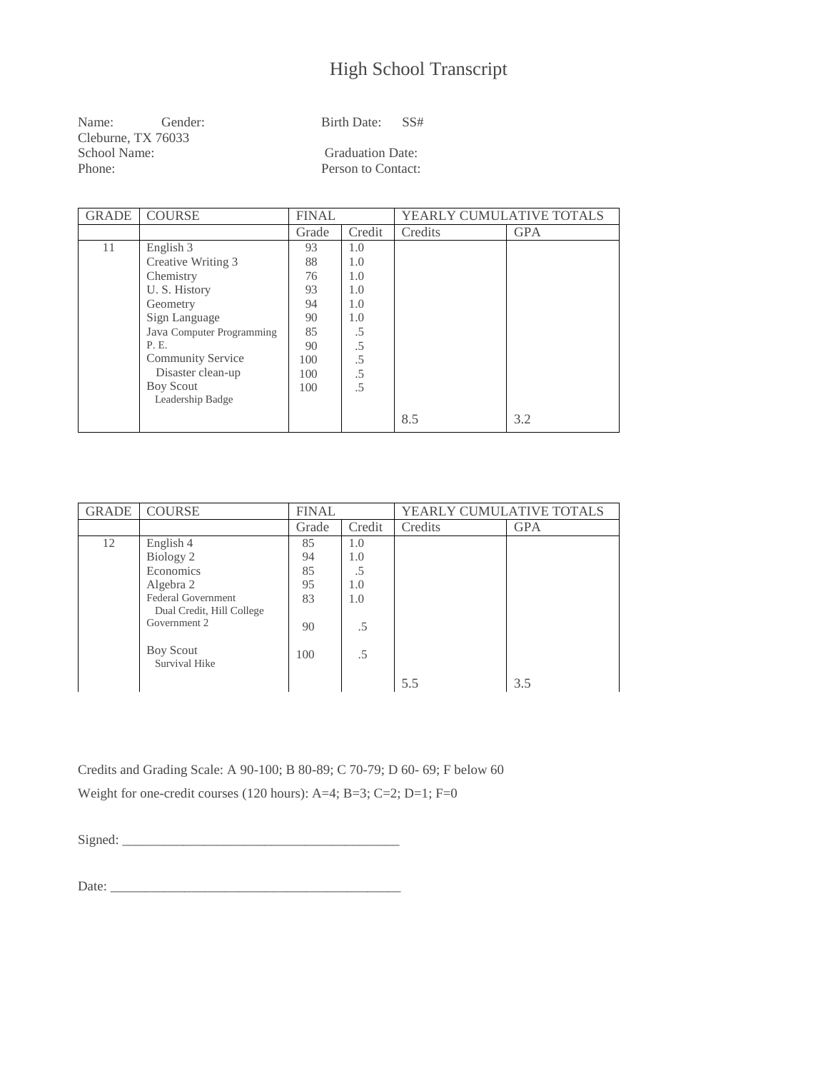# High School Transcript

Name: Gender: Birth Date: SS#
Cleburne, TX 76033
School Name: Graduation Date:
Phone: Person to Contact:

| GRADE | COURSE | FINAL | | YEARLY CUMULATIVE TOTALS | |
|---|---|---|---|---|---|
| | | Grade | Credit | Credits | GPA |
| 11 | English 3 | 93 | 1.0 | | |
| | Creative Writing 3 | 88 | 1.0 | | |
| | Chemistry | 76 | 1.0 | | |
| | U. S. History | 93 | 1.0 | | |
| | Geometry | 94 | 1.0 | | |
| | Sign Language | 90 | 1.0 | | |
| | Java Computer Programming | 85 | .5 | | |
| | P. E. | 90 | .5 | | |
| | Community Service | 100 | .5 | | |
| | Disaster clean-up | 100 | .5 | | |
| | Boy Scout Leadership Badge | 100 | .5 | | |
| | | | | 8.5 | 3.2 |

| GRADE | COURSE | FINAL | | YEARLY CUMULATIVE TOTALS | |
|---|---|---|---|---|---|
| | | Grade | Credit | Credits | GPA |
| 12 | English 4 | 85 | 1.0 | | |
| | Biology 2 | 94 | 1.0 | | |
| | Economics | 85 | .5 | | |
| | Algebra 2 | 95 | 1.0 | | |
| | Federal Government Dual Credit, Hill College | 83 | 1.0 | | |
| | Government 2 | 90 | .5 | | |
| | Boy Scout Survival Hike | 100 | .5 | | |
| | | | | 5.5 | 3.5 |

Credits and Grading Scale: A 90-100; B 80-89; C 70-79; D 60- 69; F below 60

Weight for one-credit courses (120 hours): A=4; B=3; C=2; D=1; F=0

Signed: ________________________________________

Date: __________________________________________